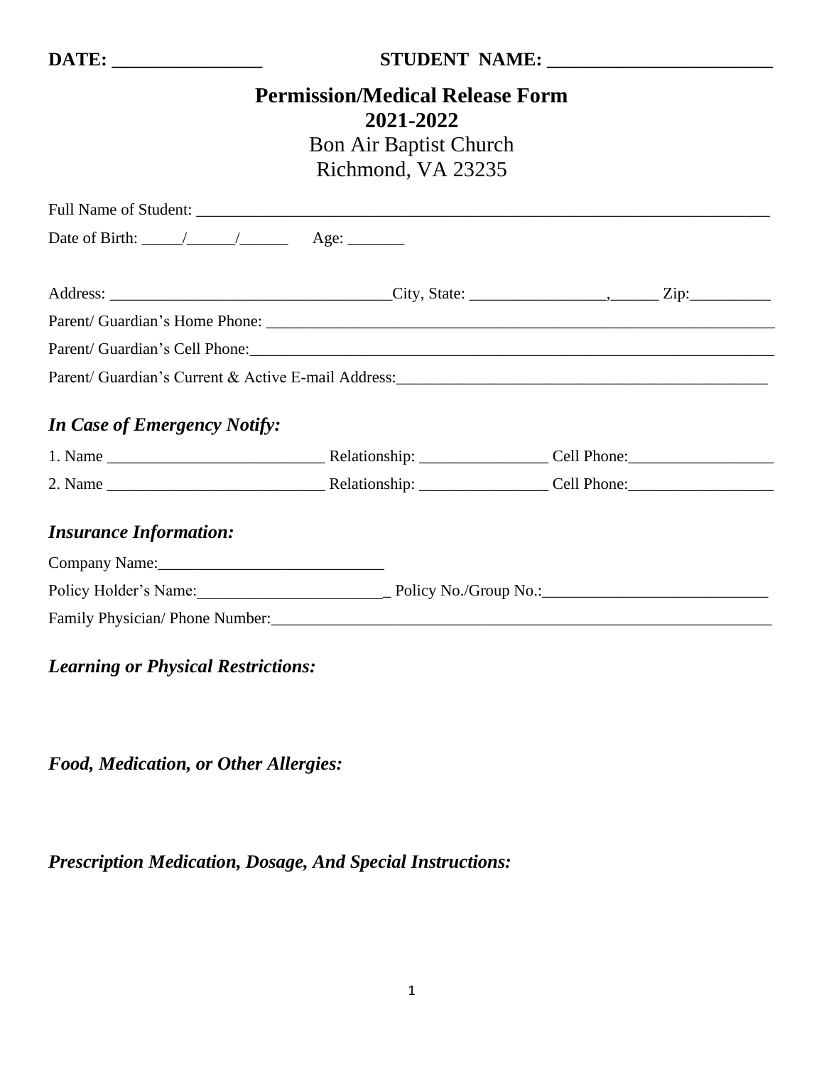**DATE: ________________** **STUDENT NAME: ________________________**

# Permission/Medical Release Form
## 2021-2022

Bon Air Baptist Church
Richmond, VA 23235

Full Name of Student: ___________________________________________________________________________

Date of Birth: _____/______/______ Age: _______

Address: ___________________________________City, State: ________________,______ Zip:__________

Parent/ Guardian's Home Phone: ___________________________________________________________________

Parent/ Guardian's Cell Phone:____________________________________________________________________

Parent/ Guardian's Current & Active E-mail Address:_______________________________________________

### *In Case of Emergency Notify:*

1. Name ___________________________ Relationship: ________________ Cell Phone:__________________

2. Name ___________________________ Relationship: ________________ Cell Phone:__________________

### *Insurance Information:*

Company Name:____________________________

Policy Holder's Name:________________________ Policy No./Group No.:____________________________

Family Physician/ Phone Number:_________________________________________________________________

### *Learning or Physical Restrictions:*

### *Food, Medication, or Other Allergies:*

### *Prescription Medication, Dosage, And Special Instructions:*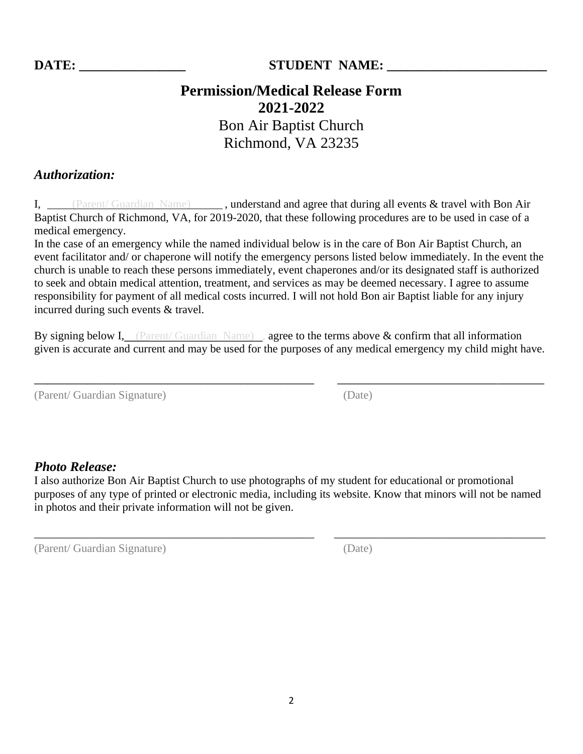**DATE: ________________ STUDENT NAME: ________________________**

# Permission/Medical Release Form
## 2021-2022
Bon Air Baptist Church
Richmond, VA 23235

### *Authorization:*

I, ____(Parent/ Guardian Name)______, understand and agree that during all events & travel with Bon Air Baptist Church of Richmond, VA, for 2019-2020, that these following procedures are to be used in case of a medical emergency.
In the case of an emergency while the named individual below is in the care of Bon Air Baptist Church, an event facilitator and/ or chaperone will notify the emergency persons listed below immediately. In the event the church is unable to reach these persons immediately, event chaperones and/or its designated staff is authorized to seek and obtain medical attention, treatment, and services as may be deemed necessary. I agree to assume responsibility for payment of all medical costs incurred. I will not hold Bon air Baptist liable for any injury incurred during such events & travel.

By signing below I,__(Parent/ Guardian Name)__, agree to the terms above & confirm that all information given is accurate and current and may be used for the purposes of any medical emergency my child might have.

_______________________________________________ ___________________________________

(Parent/ Guardian Signature) (Date)

### *Photo Release:*

I also authorize Bon Air Baptist Church to use photographs of my student for educational or promotional purposes of any type of printed or electronic media, including its website. Know that minors will not be named in photos and their private information will not be given.

_______________________________________________ ___________________________________

(Parent/ Guardian Signature) (Date)